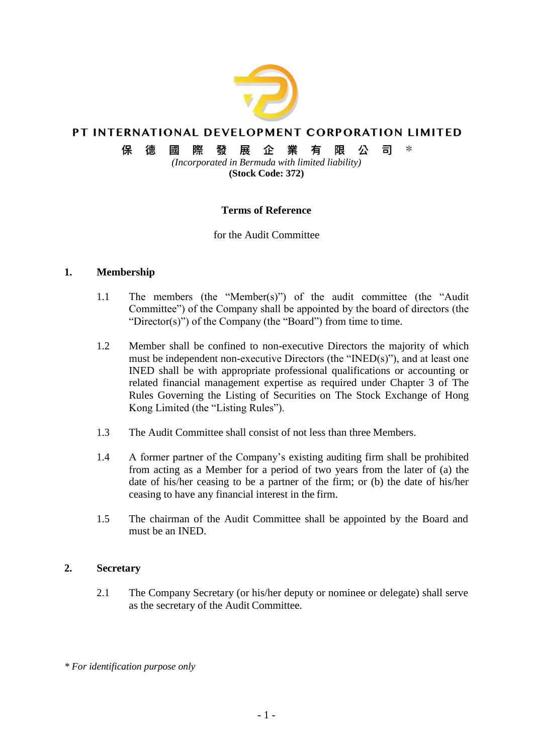# PT INTERNATIONAL DEVELOPMENT CORPORATION LIMITED

# 保 德 國 際 發 展 企 業 有 限 公 司 *

*(Incorporated in Bermuda with limited liability)*

**(Stock Code: 372)**

**Terms of Reference**

for the Audit Committee

## 1. Membership

1.1 The members (the "Member(s)") of the audit committee (the "Audit Committee") of the Company shall be appointed by the board of directors (the "Director(s)") of the Company (the "Board") from time to time.

1.2 Member shall be confined to non-executive Directors the majority of which must be independent non-executive Directors (the "INED(s)"), and at least one INED shall be with appropriate professional qualifications or accounting or related financial management expertise as required under Chapter 3 of The Rules Governing the Listing of Securities on The Stock Exchange of Hong Kong Limited (the "Listing Rules").

1.3 The Audit Committee shall consist of not less than three Members.

1.4 A former partner of the Company's existing auditing firm shall be prohibited from acting as a Member for a period of two years from the later of (a) the date of his/her ceasing to be a partner of the firm; or (b) the date of his/her ceasing to have any financial interest in the firm.

1.5 The chairman of the Audit Committee shall be appointed by the Board and must be an INED.

## 2. Secretary

2.1 The Company Secretary (or his/her deputy or nominee or delegate) shall serve as the secretary of the Audit Committee.

*\* For identification purpose only*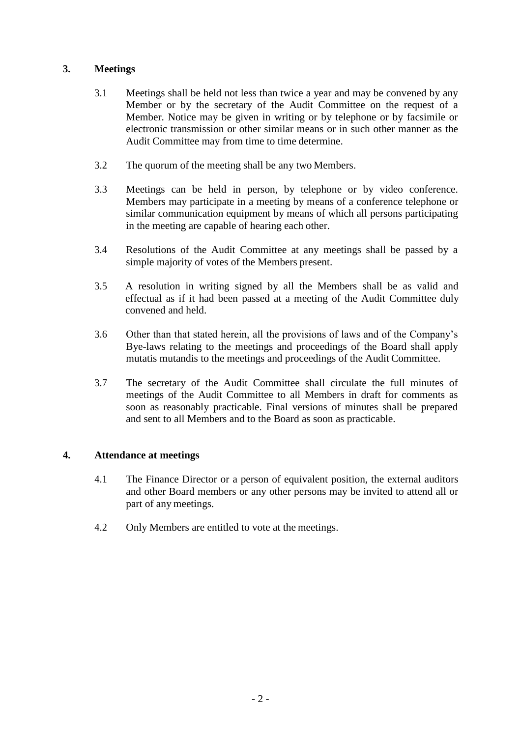## 3. Meetings

3.1 Meetings shall be held not less than twice a year and may be convened by any Member or by the secretary of the Audit Committee on the request of a Member. Notice may be given in writing or by telephone or by facsimile or electronic transmission or other similar means or in such other manner as the Audit Committee may from time to time determine.

3.2 The quorum of the meeting shall be any two Members.

3.3 Meetings can be held in person, by telephone or by video conference. Members may participate in a meeting by means of a conference telephone or similar communication equipment by means of which all persons participating in the meeting are capable of hearing each other.

3.4 Resolutions of the Audit Committee at any meetings shall be passed by a simple majority of votes of the Members present.

3.5 A resolution in writing signed by all the Members shall be as valid and effectual as if it had been passed at a meeting of the Audit Committee duly convened and held.

3.6 Other than that stated herein, all the provisions of laws and of the Company's Bye-laws relating to the meetings and proceedings of the Board shall apply mutatis mutandis to the meetings and proceedings of the Audit Committee.

3.7 The secretary of the Audit Committee shall circulate the full minutes of meetings of the Audit Committee to all Members in draft for comments as soon as reasonably practicable. Final versions of minutes shall be prepared and sent to all Members and to the Board as soon as practicable.

## 4. Attendance at meetings

4.1 The Finance Director or a person of equivalent position, the external auditors and other Board members or any other persons may be invited to attend all or part of any meetings.

4.2 Only Members are entitled to vote at the meetings.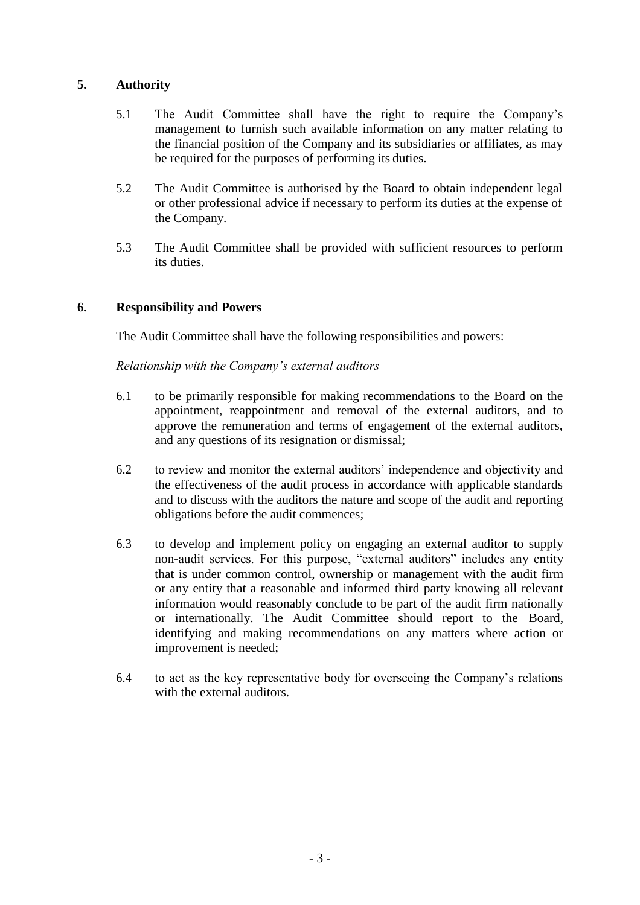## 5. Authority

5.1 The Audit Committee shall have the right to require the Company's management to furnish such available information on any matter relating to the financial position of the Company and its subsidiaries or affiliates, as may be required for the purposes of performing its duties.

5.2 The Audit Committee is authorised by the Board to obtain independent legal or other professional advice if necessary to perform its duties at the expense of the Company.

5.3 The Audit Committee shall be provided with sufficient resources to perform its duties.

## 6. Responsibility and Powers

The Audit Committee shall have the following responsibilities and powers:

*Relationship with the Company's external auditors*

6.1 to be primarily responsible for making recommendations to the Board on the appointment, reappointment and removal of the external auditors, and to approve the remuneration and terms of engagement of the external auditors, and any questions of its resignation or dismissal;

6.2 to review and monitor the external auditors' independence and objectivity and the effectiveness of the audit process in accordance with applicable standards and to discuss with the auditors the nature and scope of the audit and reporting obligations before the audit commences;

6.3 to develop and implement policy on engaging an external auditor to supply non-audit services. For this purpose, "external auditors" includes any entity that is under common control, ownership or management with the audit firm or any entity that a reasonable and informed third party knowing all relevant information would reasonably conclude to be part of the audit firm nationally or internationally. The Audit Committee should report to the Board, identifying and making recommendations on any matters where action or improvement is needed;

6.4 to act as the key representative body for overseeing the Company's relations with the external auditors.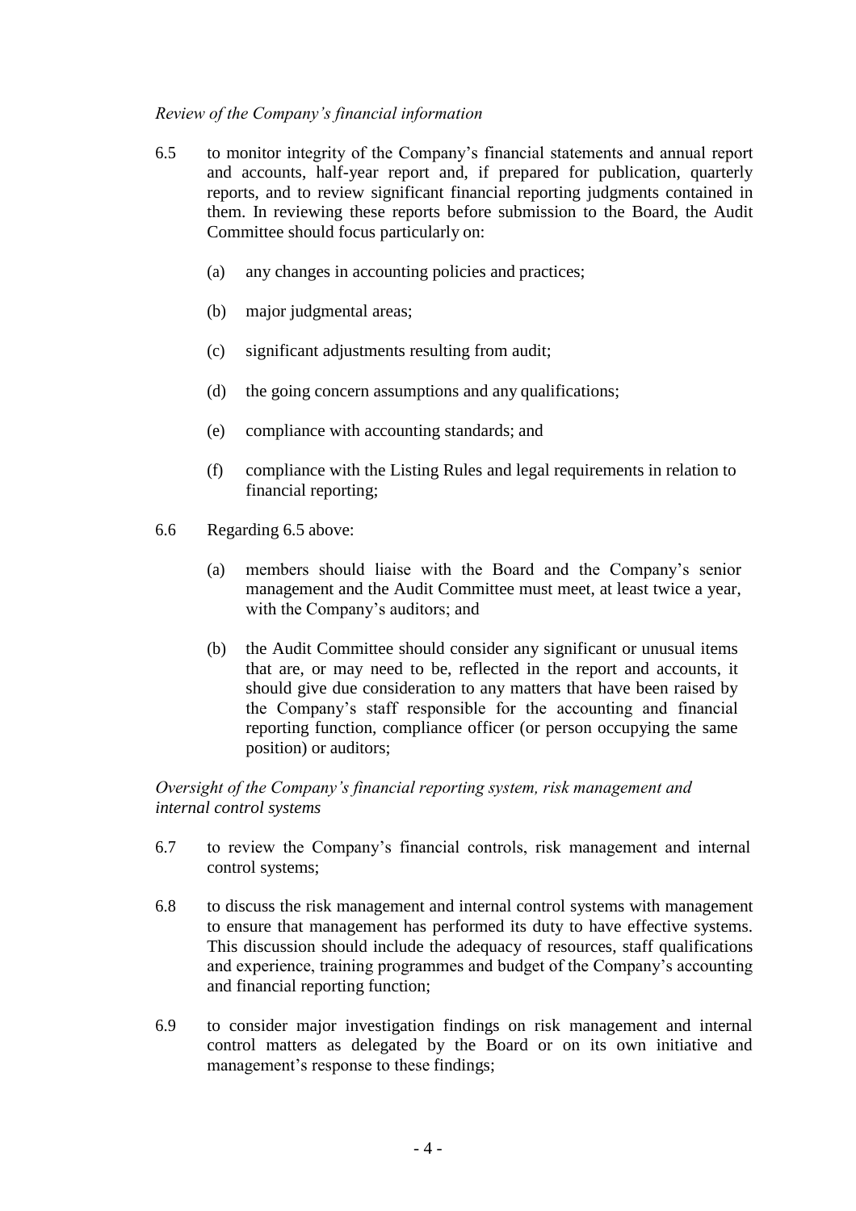*Review of the Company's financial information*

6.5 to monitor integrity of the Company's financial statements and annual report and accounts, half-year report and, if prepared for publication, quarterly reports, and to review significant financial reporting judgments contained in them. In reviewing these reports before submission to the Board, the Audit Committee should focus particularly on:

   (a) any changes in accounting policies and practices;

   (b) major judgmental areas;

   (c) significant adjustments resulting from audit;

   (d) the going concern assumptions and any qualifications;

   (e) compliance with accounting standards; and

   (f) compliance with the Listing Rules and legal requirements in relation to financial reporting;

6.6 Regarding 6.5 above:

   (a) members should liaise with the Board and the Company's senior management and the Audit Committee must meet, at least twice a year, with the Company's auditors; and

   (b) the Audit Committee should consider any significant or unusual items that are, or may need to be, reflected in the report and accounts, it should give due consideration to any matters that have been raised by the Company's staff responsible for the accounting and financial reporting function, compliance officer (or person occupying the same position) or auditors;

*Oversight of the Company's financial reporting system, risk management and internal control systems*

6.7 to review the Company's financial controls, risk management and internal control systems;

6.8 to discuss the risk management and internal control systems with management to ensure that management has performed its duty to have effective systems. This discussion should include the adequacy of resources, staff qualifications and experience, training programmes and budget of the Company's accounting and financial reporting function;

6.9 to consider major investigation findings on risk management and internal control matters as delegated by the Board or on its own initiative and management's response to these findings;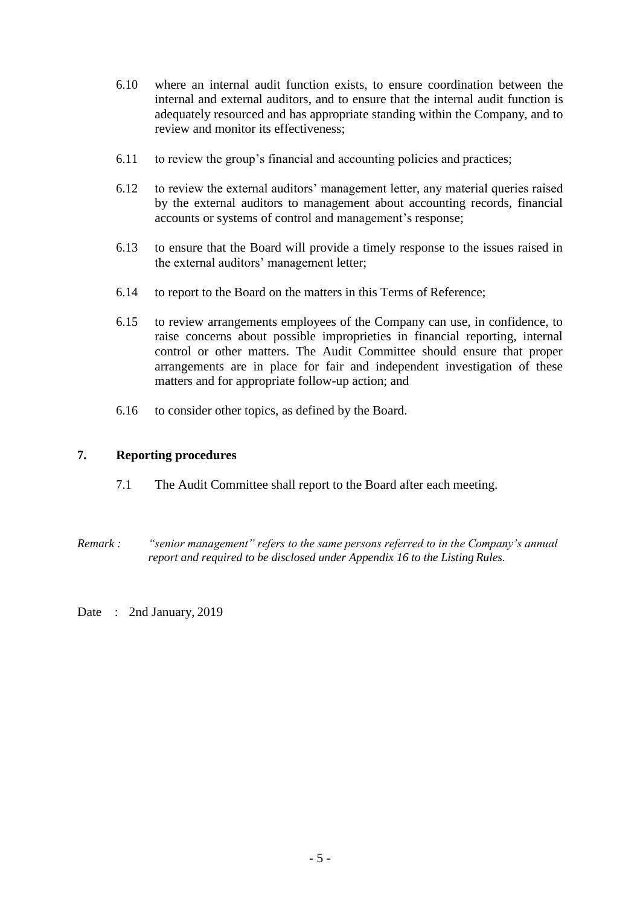6.10 where an internal audit function exists, to ensure coordination between the internal and external auditors, and to ensure that the internal audit function is adequately resourced and has appropriate standing within the Company, and to review and monitor its effectiveness;

6.11 to review the group's financial and accounting policies and practices;

6.12 to review the external auditors' management letter, any material queries raised by the external auditors to management about accounting records, financial accounts or systems of control and management's response;

6.13 to ensure that the Board will provide a timely response to the issues raised in the external auditors' management letter;

6.14 to report to the Board on the matters in this Terms of Reference;

6.15 to review arrangements employees of the Company can use, in confidence, to raise concerns about possible improprieties in financial reporting, internal control or other matters. The Audit Committee should ensure that proper arrangements are in place for fair and independent investigation of these matters and for appropriate follow-up action; and

6.16 to consider other topics, as defined by the Board.

## 7. Reporting procedures

7.1 The Audit Committee shall report to the Board after each meeting.

*Remark : "senior management" refers to the same persons referred to in the Company's annual report and required to be disclosed under Appendix 16 to the Listing Rules.*

Date : 2nd January, 2019